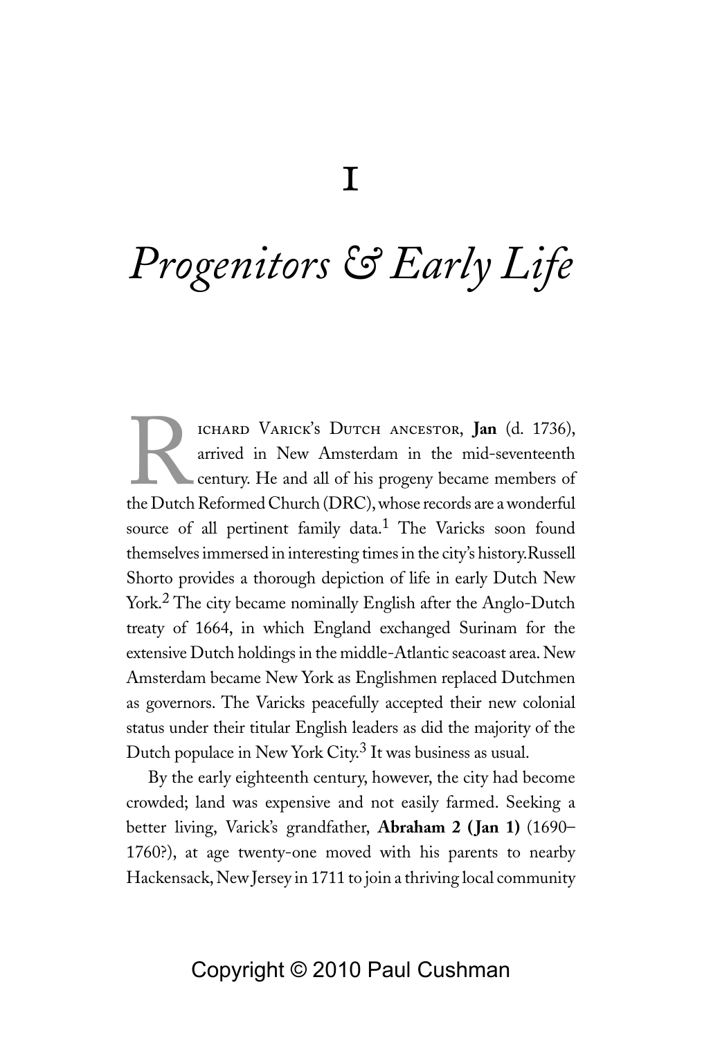# 1

# *Progenitors & Early Life*

Richard Varick's Dutch ancestor, **Jan** (d. 1736), arrived in New Amsterdam in the mid-seventeenth century. He and all of his progeny became members of the Dutch Reformed Church (DRC), whose records are a wonderful source of all pertinent family data.[1] The Varicks soon found themselves immersed in interesting times in the city's history.Russell Shorto provides a thorough depiction of life in early Dutch New York.[2] The city became nominally English after the Anglo-Dutch treaty of 1664, in which England exchanged Surinam for the extensive Dutch holdings in the middle-Atlantic seacoast area. New Amsterdam became New York as Englishmen replaced Dutchmen as governors. The Varicks peacefully accepted their new colonial status under their titular English leaders as did the majority of the Dutch populace in New York City.[3] It was business as usual.

By the early eighteenth century, however, the city had become crowded; land was expensive and not easily farmed. Seeking a better living, Varick's grandfather, **Abraham 2 (Jan 1)** (1690–1760?), at age twenty-one moved with his parents to nearby Hackensack, New Jersey in 1711 to join a thriving local community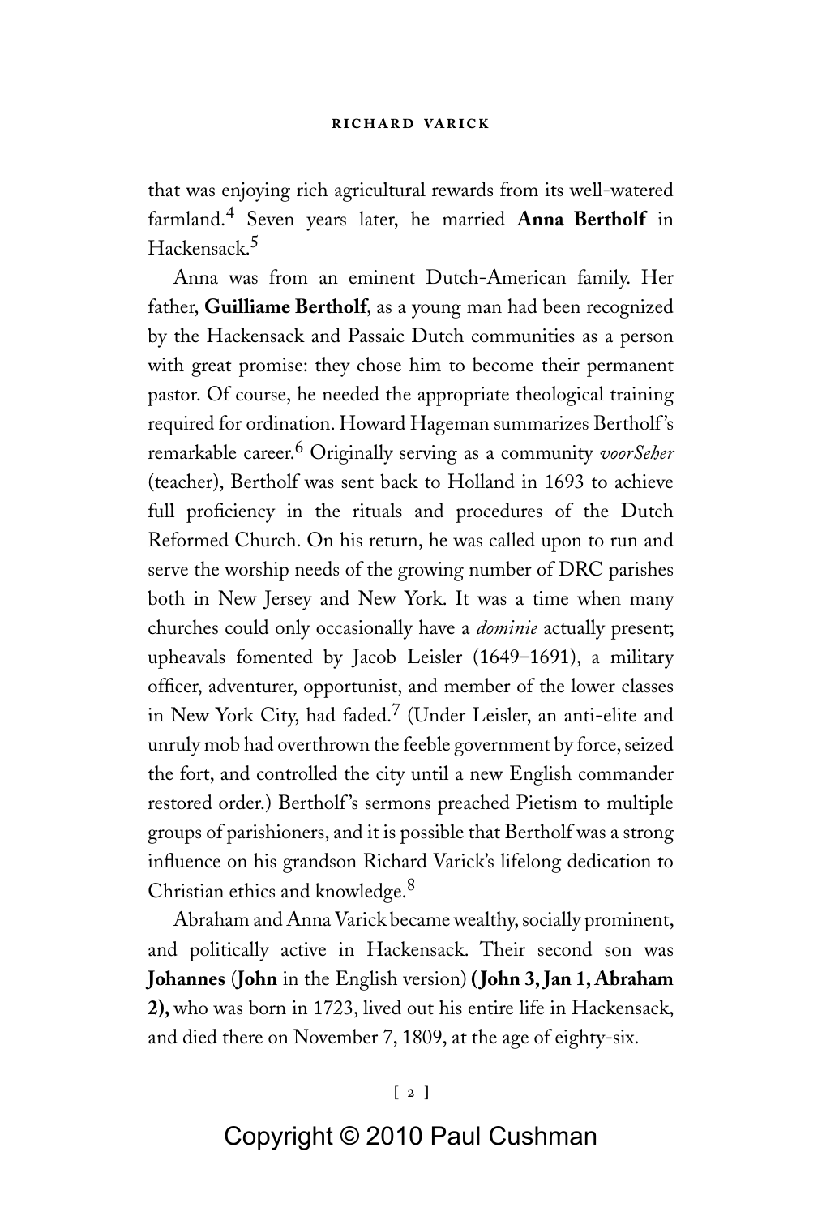that was enjoying rich agricultural rewards from its well-watered farmland.[4] Seven years later, he married **Anna Bertholf** in Hackensack.[5]

Anna was from an eminent Dutch-American family. Her father, **Guilliame Bertholf**, as a young man had been recognized by the Hackensack and Passaic Dutch communities as a person with great promise: they chose him to become their permanent pastor. Of course, he needed the appropriate theological training required for ordination. Howard Hageman summarizes Bertholf's remarkable career.[6] Originally serving as a community *voorSeher* (teacher), Bertholf was sent back to Holland in 1693 to achieve full proficiency in the rituals and procedures of the Dutch Reformed Church. On his return, he was called upon to run and serve the worship needs of the growing number of DRC parishes both in New Jersey and New York. It was a time when many churches could only occasionally have a *dominie* actually present; upheavals fomented by Jacob Leisler (1649–1691), a military officer, adventurer, opportunist, and member of the lower classes in New York City, had faded.[7] (Under Leisler, an anti-elite and unruly mob had overthrown the feeble government by force, seized the fort, and controlled the city until a new English commander restored order.) Bertholf's sermons preached Pietism to multiple groups of parishioners, and it is possible that Bertholf was a strong influence on his grandson Richard Varick's lifelong dedication to Christian ethics and knowledge.[8]

Abraham and Anna Varick became wealthy, socially prominent, and politically active in Hackensack. Their second son was **Johannes** (**John** in the English version) **(John 3, Jan 1, Abraham 2),** who was born in 1723, lived out his entire life in Hackensack, and died there on November 7, 1809, at the age of eighty-six.

Copyright © 2010 Paul Cushman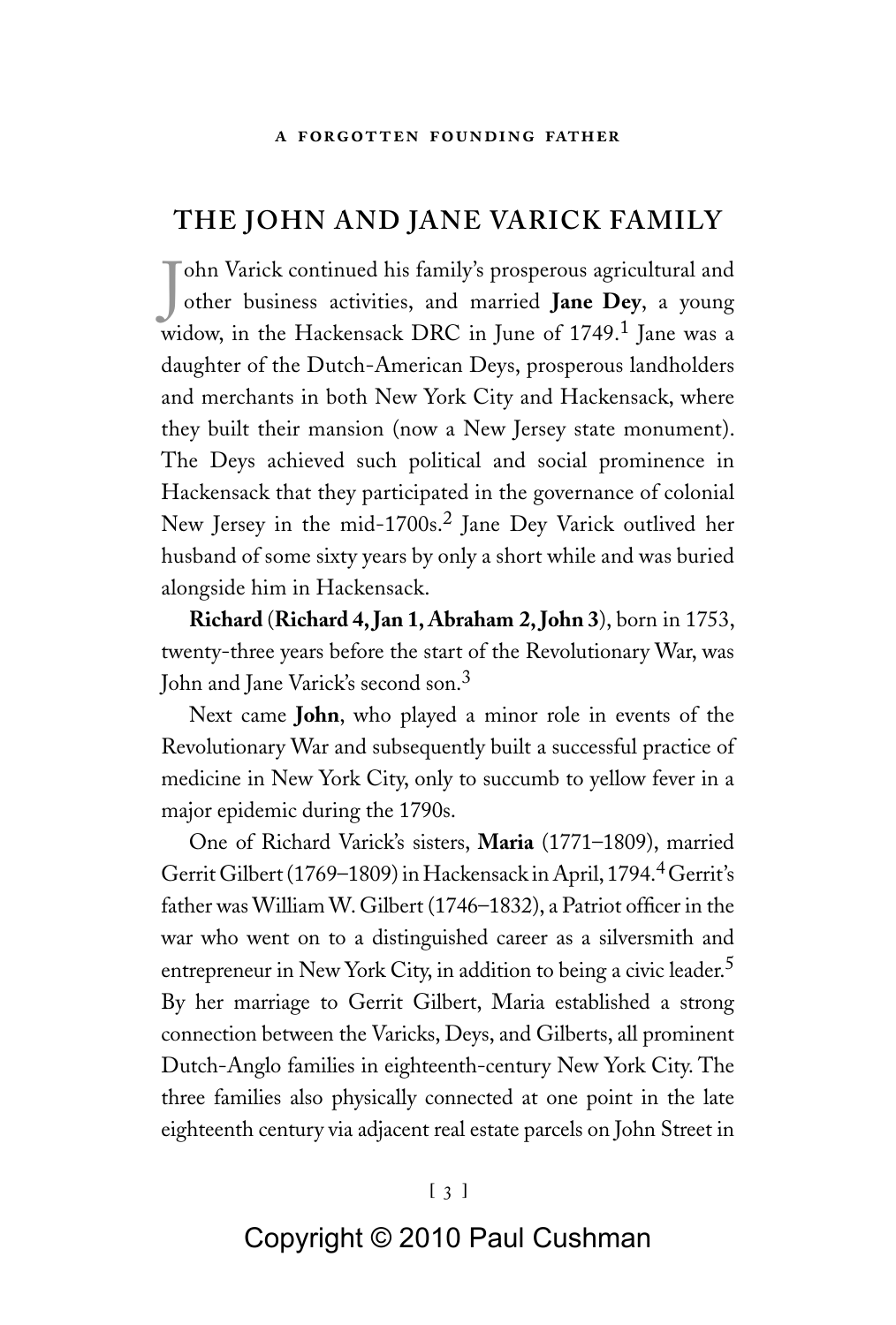## THE JOHN AND JANE VARICK FAMILY

John Varick continued his family's prosperous agricultural and other business activities, and married **Jane Dey**, a young widow, in the Hackensack DRC in June of 1749.[1] Jane was a daughter of the Dutch-American Deys, prosperous landholders and merchants in both New York City and Hackensack, where they built their mansion (now a New Jersey state monument). The Deys achieved such political and social prominence in Hackensack that they participated in the governance of colonial New Jersey in the mid-1700s.[2] Jane Dey Varick outlived her husband of some sixty years by only a short while and was buried alongside him in Hackensack.

**Richard** (**Richard 4, Jan 1, Abraham 2, John 3**), born in 1753, twenty-three years before the start of the Revolutionary War, was John and Jane Varick's second son.[3]

Next came **John**, who played a minor role in events of the Revolutionary War and subsequently built a successful practice of medicine in New York City, only to succumb to yellow fever in a major epidemic during the 1790s.

One of Richard Varick's sisters, **Maria** (1771–1809), married Gerrit Gilbert (1769–1809) in Hackensack in April, 1794.[4] Gerrit's father was William W. Gilbert (1746–1832), a Patriot officer in the war who went on to a distinguished career as a silversmith and entrepreneur in New York City, in addition to being a civic leader.[5] By her marriage to Gerrit Gilbert, Maria established a strong connection between the Varicks, Deys, and Gilberts, all prominent Dutch-Anglo families in eighteenth-century New York City. The three families also physically connected at one point in the late eighteenth century via adjacent real estate parcels on John Street in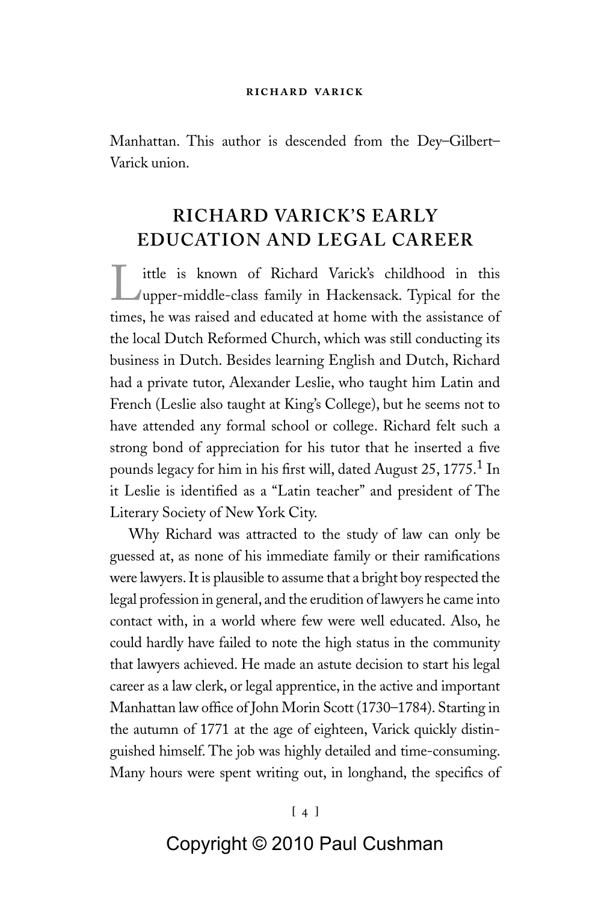Manhattan. This author is descended from the Dey–Gilbert–Varick union.

## RICHARD VARICK'S EARLY EDUCATION AND LEGAL CAREER

Little is known of Richard Varick's childhood in this upper-middle-class family in Hackensack. Typical for the times, he was raised and educated at home with the assistance of the local Dutch Reformed Church, which was still conducting its business in Dutch. Besides learning English and Dutch, Richard had a private tutor, Alexander Leslie, who taught him Latin and French (Leslie also taught at King's College), but he seems not to have attended any formal school or college. Richard felt such a strong bond of appreciation for his tutor that he inserted a five pounds legacy for him in his first will, dated August 25, 1775.[1] In it Leslie is identified as a "Latin teacher" and president of The Literary Society of New York City.

Why Richard was attracted to the study of law can only be guessed at, as none of his immediate family or their ramifications were lawyers. It is plausible to assume that a bright boy respected the legal profession in general, and the erudition of lawyers he came into contact with, in a world where few were well educated. Also, he could hardly have failed to note the high status in the community that lawyers achieved. He made an astute decision to start his legal career as a law clerk, or legal apprentice, in the active and important Manhattan law office of John Morin Scott (1730–1784). Starting in the autumn of 1771 at the age of eighteen, Varick quickly distinguished himself. The job was highly detailed and time-consuming. Many hours were spent writing out, in longhand, the specifics of

Copyright © 2010 Paul Cushman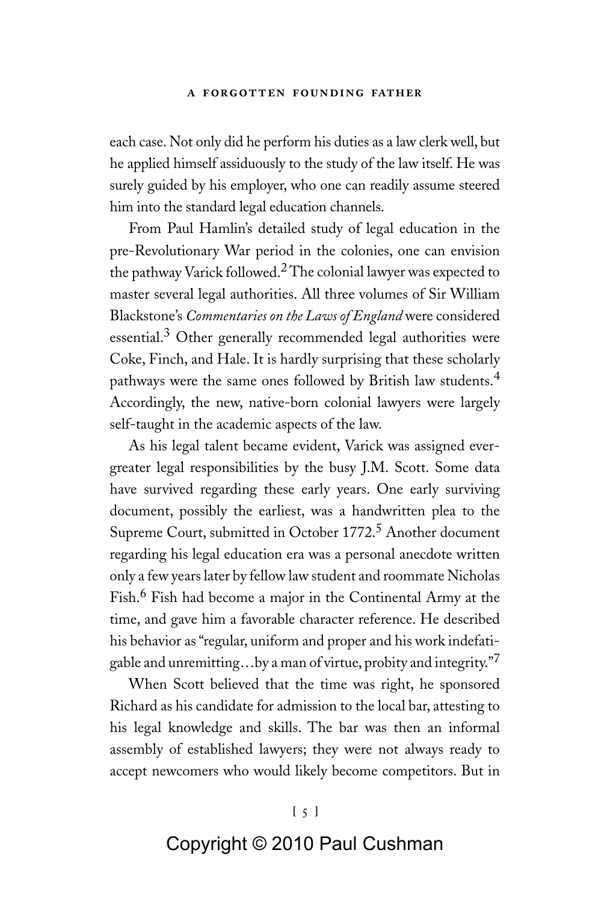each case. Not only did he perform his duties as a law clerk well, but he applied himself assiduously to the study of the law itself. He was surely guided by his employer, who one can readily assume steered him into the standard legal education channels.

From Paul Hamlin's detailed study of legal education in the pre-Revolutionary War period in the colonies, one can envision the pathway Varick followed.[2] The colonial lawyer was expected to master several legal authorities. All three volumes of Sir William Blackstone's *Commentaries on the Laws of England* were considered essential.[3] Other generally recommended legal authorities were Coke, Finch, and Hale. It is hardly surprising that these scholarly pathways were the same ones followed by British law students.[4] Accordingly, the new, native-born colonial lawyers were largely self-taught in the academic aspects of the law.

As his legal talent became evident, Varick was assigned ever-greater legal responsibilities by the busy J.M. Scott. Some data have survived regarding these early years. One early surviving document, possibly the earliest, was a handwritten plea to the Supreme Court, submitted in October 1772.[5] Another document regarding his legal education era was a personal anecdote written only a few years later by fellow law student and roommate Nicholas Fish.[6] Fish had become a major in the Continental Army at the time, and gave him a favorable character reference. He described his behavior as "regular, uniform and proper and his work indefatigable and unremitting…by a man of virtue, probity and integrity."[7]

When Scott believed that the time was right, he sponsored Richard as his candidate for admission to the local bar, attesting to his legal knowledge and skills. The bar was then an informal assembly of established lawyers; they were not always ready to accept newcomers who would likely become competitors. But in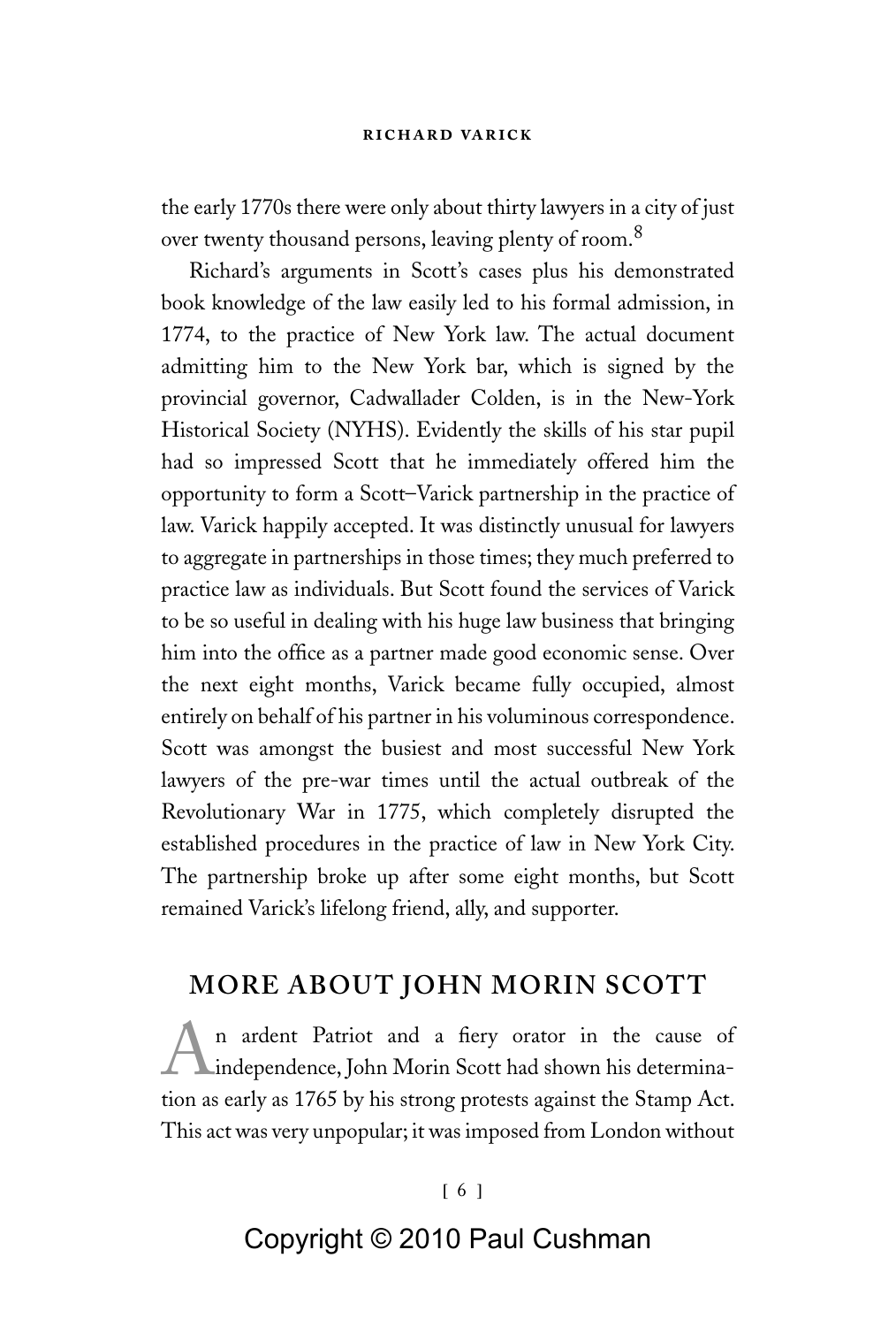the early 1770s there were only about thirty lawyers in a city of just over twenty thousand persons, leaving plenty of room.[8]

Richard's arguments in Scott's cases plus his demonstrated book knowledge of the law easily led to his formal admission, in 1774, to the practice of New York law. The actual document admitting him to the New York bar, which is signed by the provincial governor, Cadwallader Colden, is in the New-York Historical Society (NYHS). Evidently the skills of his star pupil had so impressed Scott that he immediately offered him the opportunity to form a Scott–Varick partnership in the practice of law. Varick happily accepted. It was distinctly unusual for lawyers to aggregate in partnerships in those times; they much preferred to practice law as individuals. But Scott found the services of Varick to be so useful in dealing with his huge law business that bringing him into the office as a partner made good economic sense. Over the next eight months, Varick became fully occupied, almost entirely on behalf of his partner in his voluminous correspondence. Scott was amongst the busiest and most successful New York lawyers of the pre-war times until the actual outbreak of the Revolutionary War in 1775, which completely disrupted the established procedures in the practice of law in New York City. The partnership broke up after some eight months, but Scott remained Varick's lifelong friend, ally, and supporter.

## MORE ABOUT JOHN MORIN SCOTT

An ardent Patriot and a fiery orator in the cause of independence, John Morin Scott had shown his determination as early as 1765 by his strong protests against the Stamp Act. This act was very unpopular; it was imposed from London without

Copyright © 2010 Paul Cushman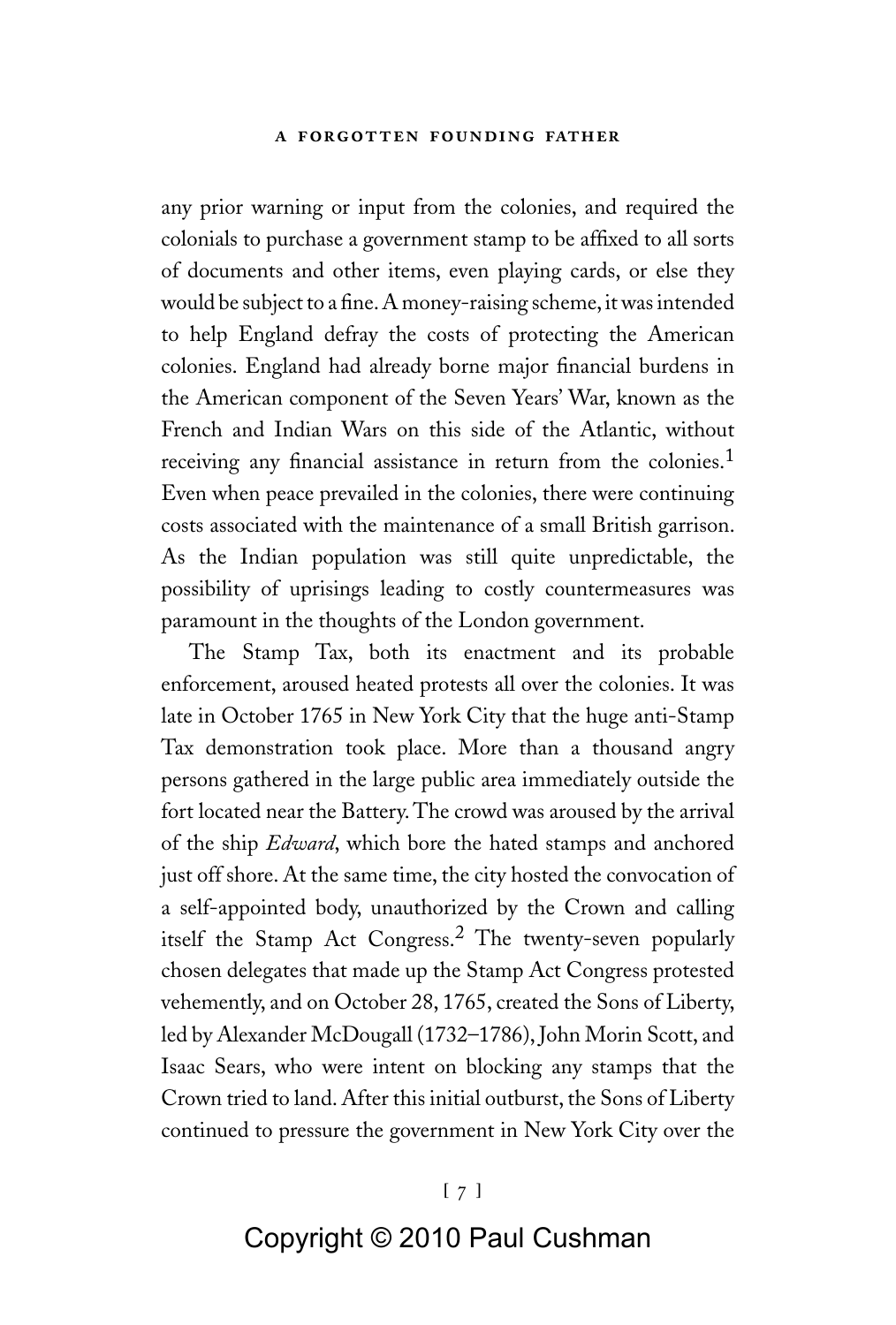any prior warning or input from the colonies, and required the colonials to purchase a government stamp to be affixed to all sorts of documents and other items, even playing cards, or else they would be subject to a fine. A money-raising scheme, it was intended to help England defray the costs of protecting the American colonies. England had already borne major financial burdens in the American component of the Seven Years' War, known as the French and Indian Wars on this side of the Atlantic, without receiving any financial assistance in return from the colonies.[1] Even when peace prevailed in the colonies, there were continuing costs associated with the maintenance of a small British garrison. As the Indian population was still quite unpredictable, the possibility of uprisings leading to costly countermeasures was paramount in the thoughts of the London government.

The Stamp Tax, both its enactment and its probable enforcement, aroused heated protests all over the colonies. It was late in October 1765 in New York City that the huge anti-Stamp Tax demonstration took place. More than a thousand angry persons gathered in the large public area immediately outside the fort located near the Battery. The crowd was aroused by the arrival of the ship *Edward*, which bore the hated stamps and anchored just off shore. At the same time, the city hosted the convocation of a self-appointed body, unauthorized by the Crown and calling itself the Stamp Act Congress.[2] The twenty-seven popularly chosen delegates that made up the Stamp Act Congress protested vehemently, and on October 28, 1765, created the Sons of Liberty, led by Alexander McDougall (1732–1786), John Morin Scott, and Isaac Sears, who were intent on blocking any stamps that the Crown tried to land. After this initial outburst, the Sons of Liberty continued to pressure the government in New York City over the

Copyright © 2010 Paul Cushman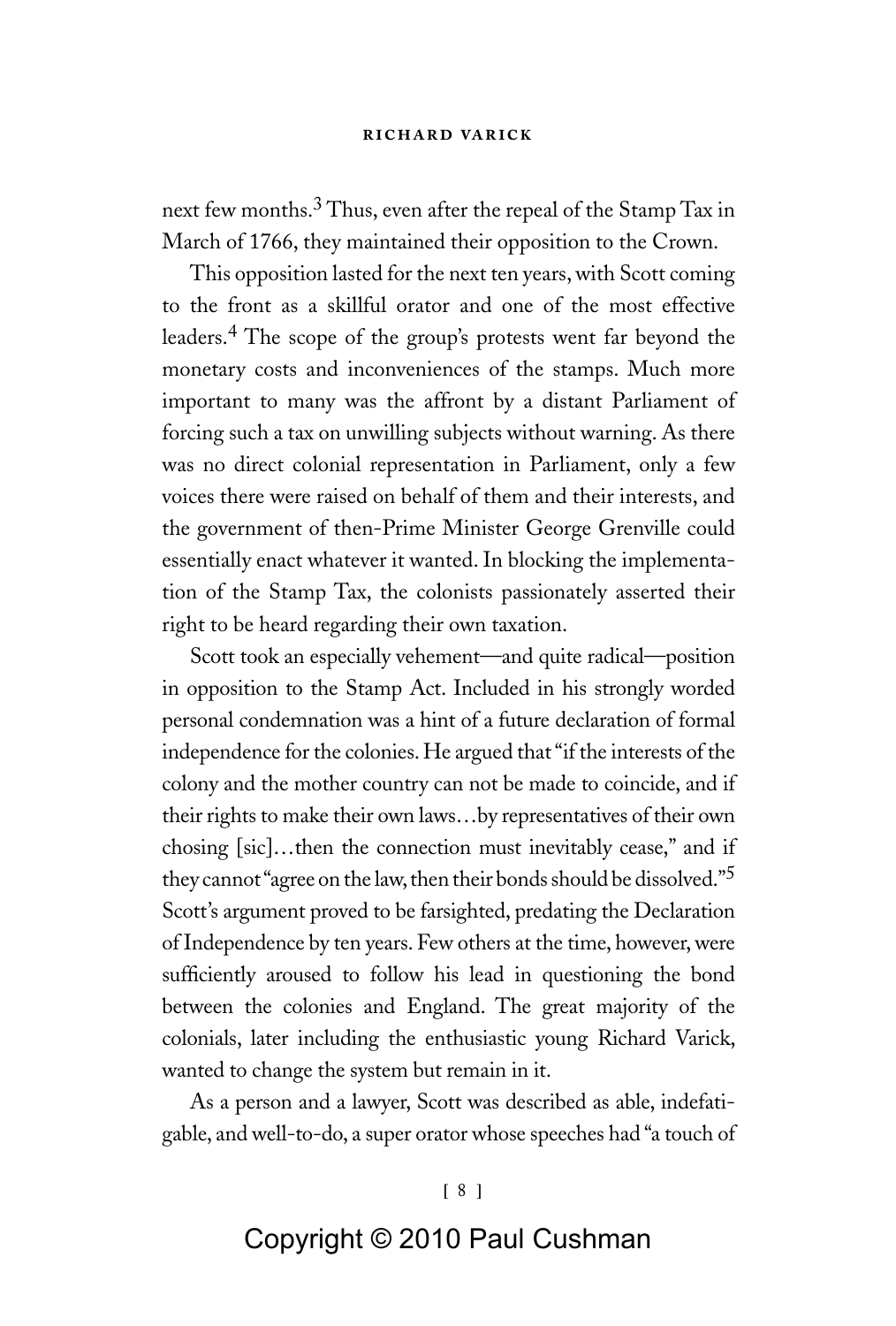next few months.[3] Thus, even after the repeal of the Stamp Tax in March of 1766, they maintained their opposition to the Crown.

This opposition lasted for the next ten years, with Scott coming to the front as a skillful orator and one of the most effective leaders.[4] The scope of the group's protests went far beyond the monetary costs and inconveniences of the stamps. Much more important to many was the affront by a distant Parliament of forcing such a tax on unwilling subjects without warning. As there was no direct colonial representation in Parliament, only a few voices there were raised on behalf of them and their interests, and the government of then-Prime Minister George Grenville could essentially enact whatever it wanted. In blocking the implementation of the Stamp Tax, the colonists passionately asserted their right to be heard regarding their own taxation.

Scott took an especially vehement—and quite radical—position in opposition to the Stamp Act. Included in his strongly worded personal condemnation was a hint of a future declaration of formal independence for the colonies. He argued that "if the interests of the colony and the mother country can not be made to coincide, and if their rights to make their own laws…by representatives of their own chosing [sic]…then the connection must inevitably cease," and if they cannot "agree on the law, then their bonds should be dissolved."[5] Scott's argument proved to be farsighted, predating the Declaration of Independence by ten years. Few others at the time, however, were sufficiently aroused to follow his lead in questioning the bond between the colonies and England. The great majority of the colonials, later including the enthusiastic young Richard Varick, wanted to change the system but remain in it.

As a person and a lawyer, Scott was described as able, indefatigable, and well-to-do, a super orator whose speeches had "a touch of

Copyright © 2010 Paul Cushman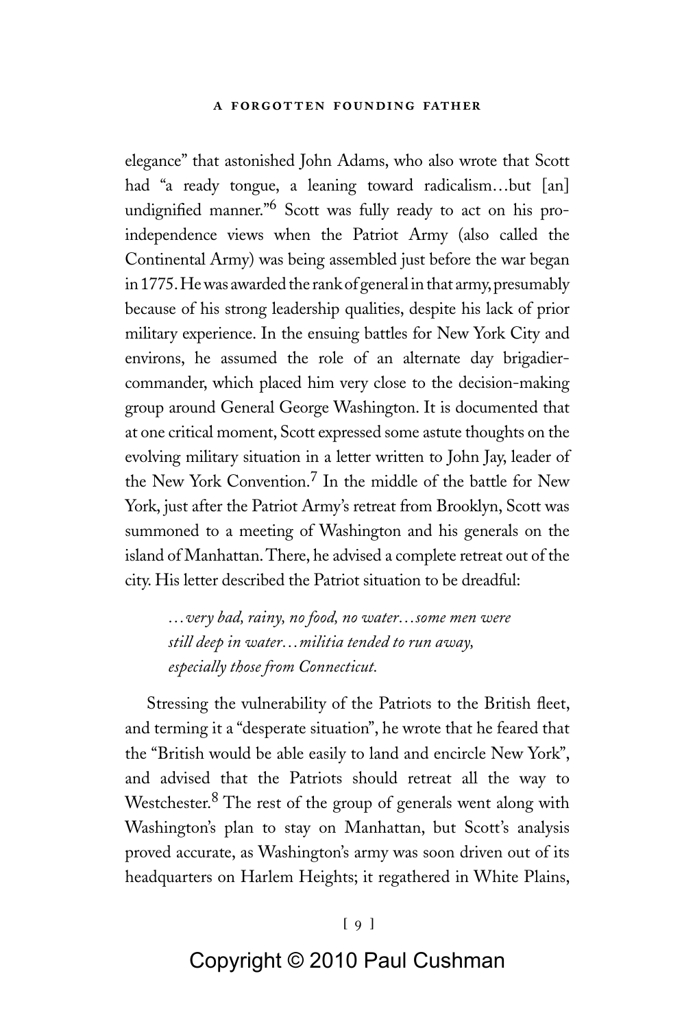elegance" that astonished John Adams, who also wrote that Scott had "a ready tongue, a leaning toward radicalism…but [an] undignified manner."[6] Scott was fully ready to act on his pro-independence views when the Patriot Army (also called the Continental Army) was being assembled just before the war began in 1775. He was awarded the rank of general in that army, presumably because of his strong leadership qualities, despite his lack of prior military experience. In the ensuing battles for New York City and environs, he assumed the role of an alternate day brigadier-commander, which placed him very close to the decision-making group around General George Washington. It is documented that at one critical moment, Scott expressed some astute thoughts on the evolving military situation in a letter written to John Jay, leader of the New York Convention.[7] In the middle of the battle for New York, just after the Patriot Army's retreat from Brooklyn, Scott was summoned to a meeting of Washington and his generals on the island of Manhattan. There, he advised a complete retreat out of the city. His letter described the Patriot situation to be dreadful:

> *…very bad, rainy, no food, no water…some men were still deep in water…militia tended to run away, especially those from Connecticut.*

Stressing the vulnerability of the Patriots to the British fleet, and terming it a "desperate situation", he wrote that he feared that the "British would be able easily to land and encircle New York", and advised that the Patriots should retreat all the way to Westchester.[8] The rest of the group of generals went along with Washington's plan to stay on Manhattan, but Scott's analysis proved accurate, as Washington's army was soon driven out of its headquarters on Harlem Heights; it regathered in White Plains,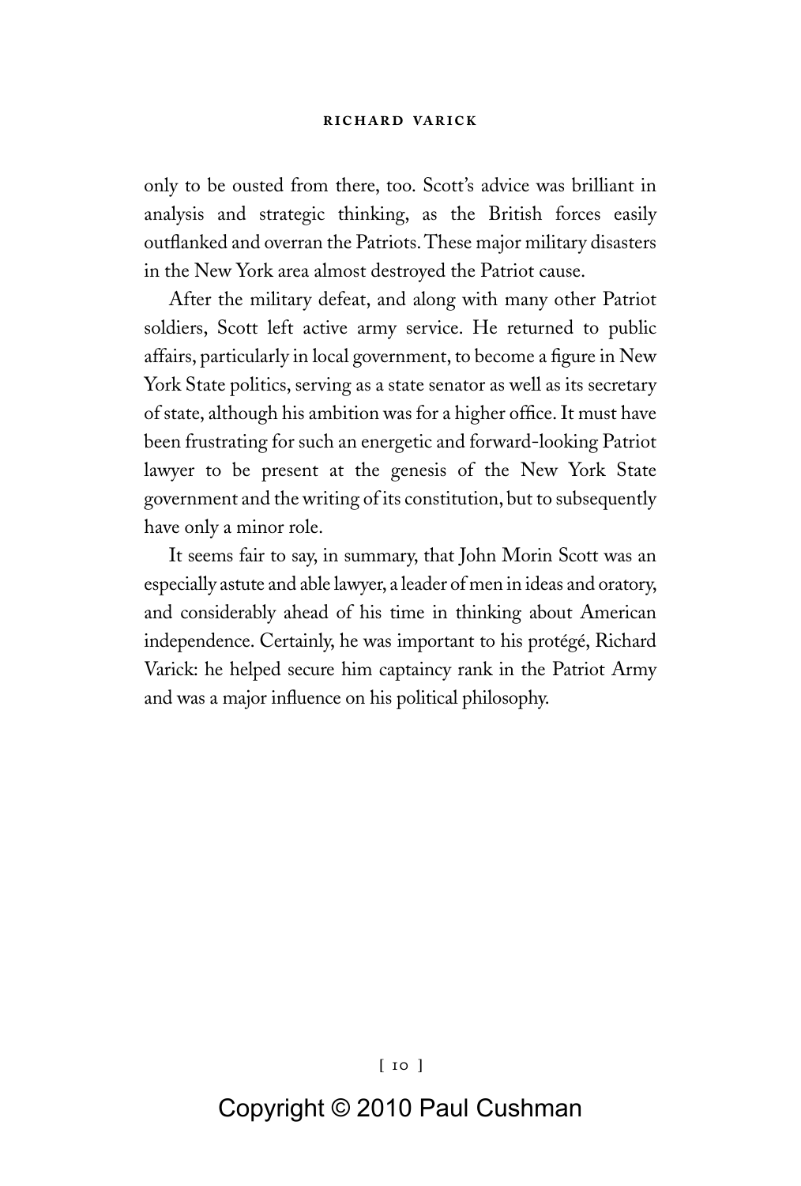only to be ousted from there, too. Scott's advice was brilliant in analysis and strategic thinking, as the British forces easily outflanked and overran the Patriots. These major military disasters in the New York area almost destroyed the Patriot cause.

After the military defeat, and along with many other Patriot soldiers, Scott left active army service. He returned to public affairs, particularly in local government, to become a figure in New York State politics, serving as a state senator as well as its secretary of state, although his ambition was for a higher office. It must have been frustrating for such an energetic and forward-looking Patriot lawyer to be present at the genesis of the New York State government and the writing of its constitution, but to subsequently have only a minor role.

It seems fair to say, in summary, that John Morin Scott was an especially astute and able lawyer, a leader of men in ideas and oratory, and considerably ahead of his time in thinking about American independence. Certainly, he was important to his protégé, Richard Varick: he helped secure him captaincy rank in the Patriot Army and was a major influence on his political philosophy.

Copyright © 2010 Paul Cushman